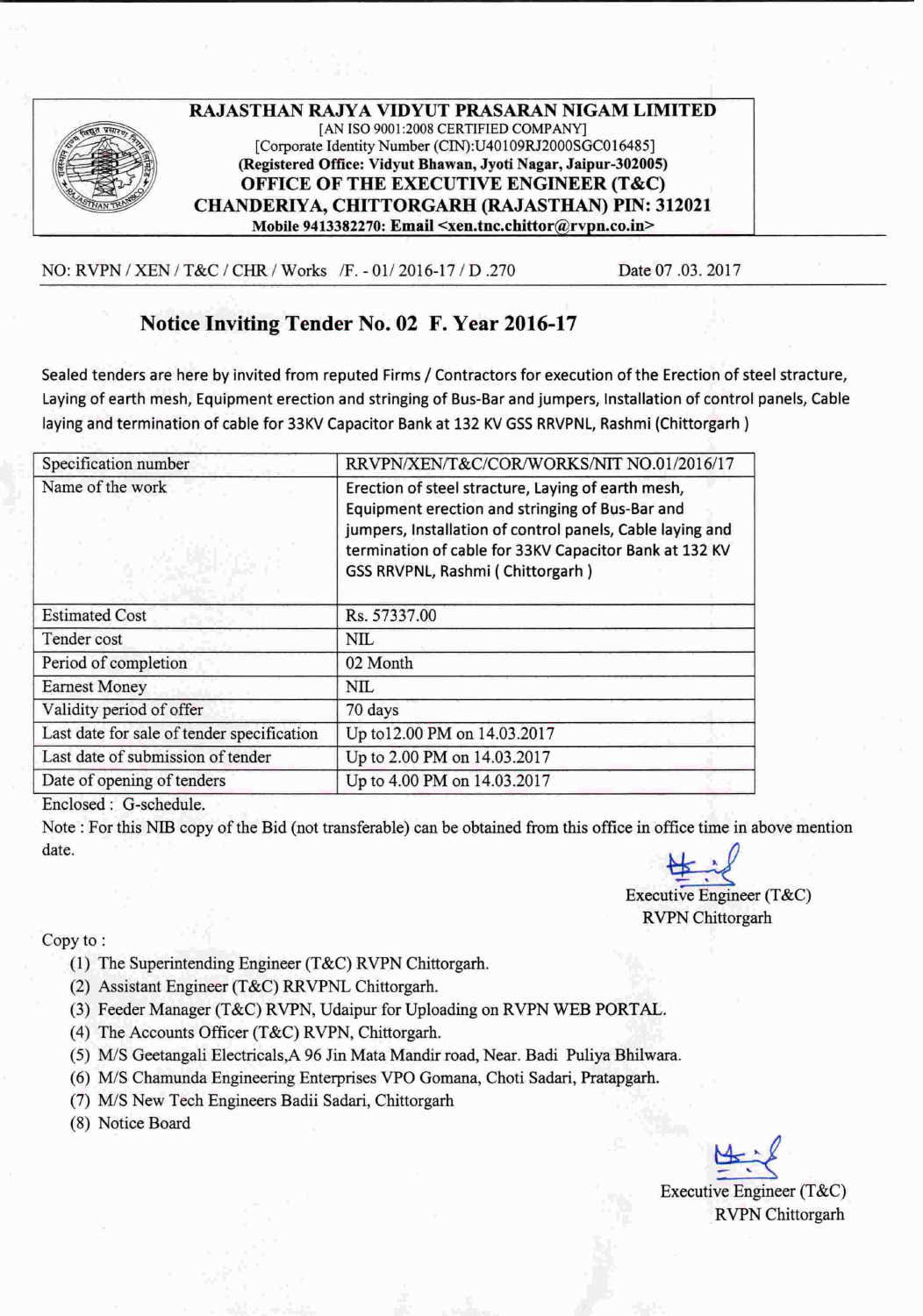**RAJASTHAN RAJYA VIDYUT PRASARAN NIGAM LIMITED**
[AN ISO 9001:2008 CERTIFIED COMPANY]
[Corporate Identity Number (CIN):U40109RJ2000SGC016485]
**(Registered Office: Vidyut Bhawan, Jyoti Nagar, Jaipur-302005)**
**OFFICE OF THE EXECUTIVE ENGINEER (T&C)**
**CHANDERIYA, CHITTORGARH (RAJASTHAN) PIN: 312021**
**Mobile 9413382270: Email <xen.tnc.chittor@rvpn.co.in>**

NO: RVPN / XEN / T&C / CHR / Works /F. - 01/ 2016-17 / D .270 Date 07 .03. 2017

## Notice Inviting Tender No. 02 F. Year 2016-17

Sealed tenders are here by invited from reputed Firms / Contractors for execution of the Erection of steel stracture, Laying of earth mesh, Equipment erection and stringing of Bus-Bar and jumpers, Installation of control panels, Cable laying and termination of cable for 33KV Capacitor Bank at 132 KV GSS RRVPNL, Rashmi (Chittorgarh )

| Specification number | RRVPN/XEN/T&C/COR/WORKS/NIT NO.01/2016/17 |
|---|---|
| Name of the work | Erection of steel stracture, Laying of earth mesh, Equipment erection and stringing of Bus-Bar and jumpers, Installation of control panels, Cable laying and termination of cable for 33KV Capacitor Bank at 132 KV GSS RRVPNL, Rashmi ( Chittorgarh ) |
| Estimated Cost | Rs. 57337.00 |
| Tender cost | NIL |
| Period of completion | 02 Month |
| Earnest Money | NIL |
| Validity period of offer | 70 days |
| Last date for sale of tender specification | Up to12.00 PM on 14.03.2017 |
| Last date of submission of tender | Up to 2.00 PM on 14.03.2017 |
| Date of opening of tenders | Up to 4.00 PM on 14.03.2017 |

Enclosed : G-schedule.

Note : For this NIB copy of the Bid (not transferable) can be obtained from this office in office time in above mention date.

Executive Engineer (T&C)
RVPN Chittorgarh

Copy to :

1. The Superintending Engineer (T&C) RVPN Chittorgarh.
2. Assistant Engineer (T&C) RRVPNL Chittorgarh.
3. Feeder Manager (T&C) RVPN, Udaipur for Uploading on RVPN WEB PORTAL.
4. The Accounts Officer (T&C) RVPN, Chittorgarh.
5. M/S Geetangali Electricals,A 96 Jin Mata Mandir road, Near. Badi Puliya Bhilwara.
6. M/S Chamunda Engineering Enterprises VPO Gomana, Choti Sadari, Pratapgarh.
7. M/S New Tech Engineers Badii Sadari, Chittorgarh
8. Notice Board

Executive Engineer (T&C)
RVPN Chittorgarh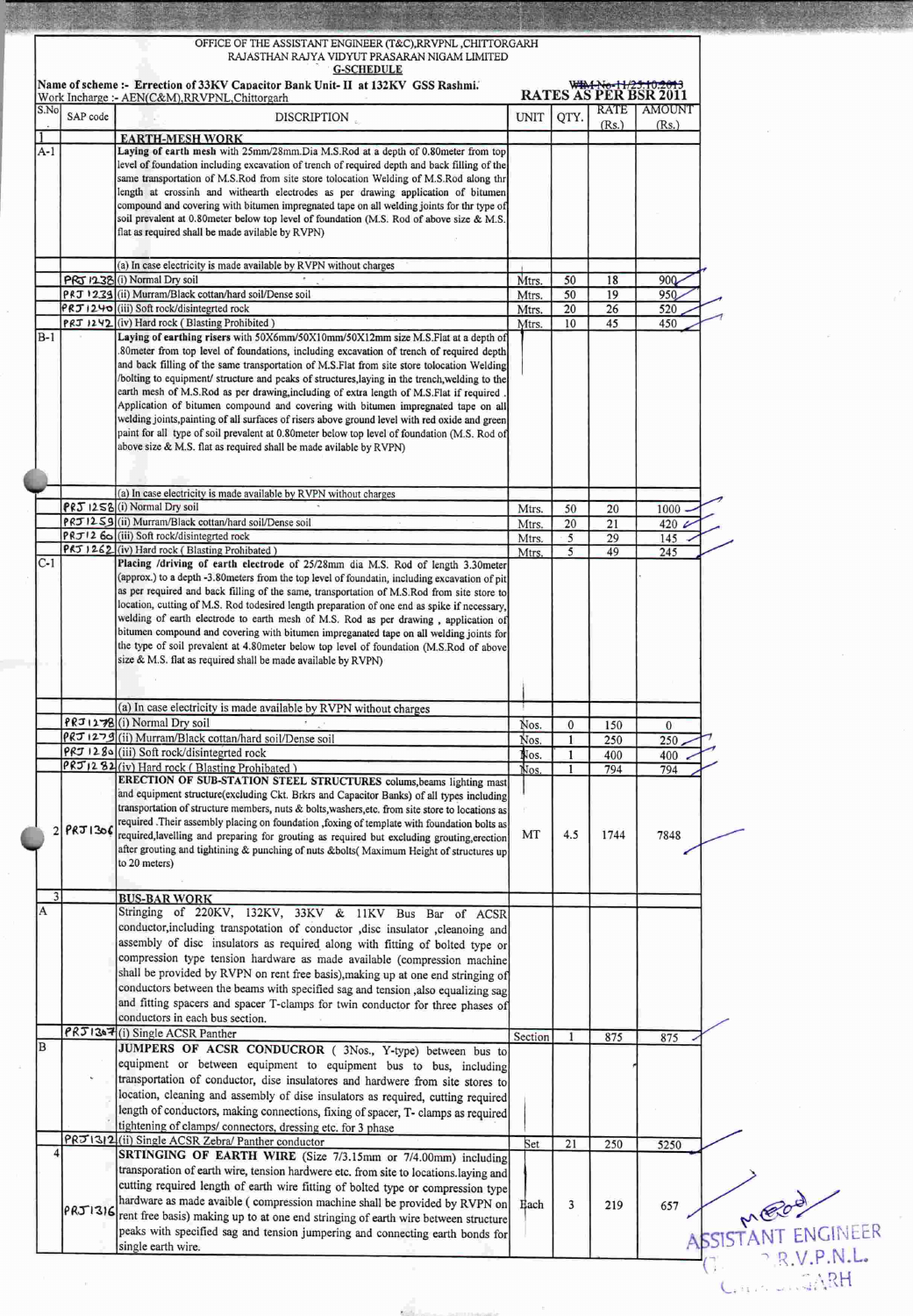OFFICE OF THE ASSISTANT ENGINEER (T&C),RRVPNL ,CHITTORGARH
RAJASTHAN RAJYA VIDYUT PRASARAN NIGAM LIMITED
**G-SCHEDULE**

**Name of scheme :- Erection of 33KV Capacitor Bank Unit- II at 132KV GSS Rashmi.**
Work Incharge :- AEN(C&M),RRVPNL,Chittorgarh

~~WIM No. 11/25.10.2013~~
**RATES AS PER BSR 2011**

| S.No | SAP code | DISCRIPTION | UNIT | QTY. | RATE (Rs.) | AMOUNT (Rs.) |
|---|---|---|---|---|---|---|
| 1 | | **EARTH-MESH WORK** | | | | |
| A-1 | | **Laying of earth mesh** with 25mm/28mm.Dia M.S.Rod at a depth of 0.80meter from top level of foundation including excavation of trench of required depth and back filling of the same transportation of M.S.Rod from site store tolocation Welding of M.S.Rod along thr length at crossinh and withearth electrodes as per drawing application of bitumen compound and covering with bitumen impregnated tape on all welding joints for thr type of soil prevalent at 0.80meter below top level of foundation (M.S. Rod of above size & M.S. flat as required shall be made avilable by RVPN) | | | | |
| | | (a) In case electricity is made available by RVPN without charges | | | | |
| | PRJ 1238 | (i) Normal Dry soil | Mtrs. | 50 | 18 | 900 |
| | PRJ 1239 | (ii) Murram/Black cottan/hard soil/Dense soil | Mtrs. | 50 | 19 | 950 |
| | PRJ 1240 | (iii) Soft rock/disintegrted rock | Mtrs. | 20 | 26 | 520 |
| | PRJ 1242 | (iv) Hard rock ( Blasting Prohibited ) | Mtrs. | 10 | 45 | 450 |
| B-1 | | **Laying of earthing risers** with 50X6mm/50X10mm/50X12mm size M.S.Flat at a depth of .80meter from top level of foundations, including excavation of trench of required depth and back filling of the same transportation of M.S.Flat from site store tolocation Welding /bolting to equipment/ structure and peaks of structures,laying in the trench,welding to the earth mesh of M.S.Rod as per drawing,including of extra length of M.S.Flat if required . Application of bitumen compound and covering with bitumen impregnated tape on all welding joints,painting of all surfaces of risers above ground level with red oxide and green paint for all type of soil prevalent at 0.80meter below top level of foundation (M.S. Rod of above size & M.S. flat as required shall be made avilable by RVPN) | | | | |
| | | (a) In case electricity is made available by RVPN without charges | | | | |
| | PRJ 1258 | (i) Normal Dry soil | Mtrs. | 50 | 20 | 1000 |
| | PRJ 1259 | (ii) Murram/Black cottan/hard soil/Dense soil | Mtrs. | 20 | 21 | 420 |
| | PRJ 1260 | (iii) Soft rock/disintegrted rock | Mtrs. | 5 | 29 | 145 |
| | PRJ 1262 | (iv) Hard rock ( Blasting Prohibited ) | Mtrs. | 5 | 49 | 245 |
| C-1 | | **Placing /driving of earth electrode** of 25/28mm dia M.S. Rod of length 3.30meter (approx.) to a depth -3.80meters from the top level of foundatin, including excavation of pit as per required and back filling of the same, transportation of M.S.Rod from site store to location, cutting of M.S. Rod todesired length preparation of one end as spike if necessary, welding of earth electrode to earth mesh of M.S. Rod as per drawing , application of bitumen compound and covering with bitumen impreganated tape on all welding joints for the type of soil prevalent at 4.80meter below top level of foundation (M.S.Rod of above size & M.S. flat as required shall be made available by RVPN) | | | | |
| | | (a) In case electricity is made available by RVPN without charges | | | | |
| | PRJ 1278 | (i) Normal Dry soil | Nos. | 0 | 150 | 0 |
| | PRJ 1279 | (ii) Murram/Black cottan/hard soil/Dense soil | Nos. | 1 | 250 | 250 |
| | PRJ 1280 | (iii) Soft rock/disintegrted rock | Nos. | 1 | 400 | 400 |
| | PRJ 1282 | (iv) Hard rock ( Blasting Prohibited ) | Nos. | 1 | 794 | 794 |
| 2 | PRJ 1306 | **ERECTION OF SUB-STATION STEEL STRUCTURES** colums,beams lighting mast and equipment structure(excluding Ckt. Brkrs and Capacitor Banks) of all types including transportation of structure members, nuts & bolts,washers,etc. from site store to locations as required .Their assembly placing on foundation ,foxing of template with foundation bolts as required,levelling and preparing for grouting as required but excluding grouting,erection after grouting and tightining & punching of nuts &bolts( Maximum Height of structures up to 20 meters) | MT | 4.5 | 1744 | 7848 |
| 3 | | **BUS-BAR WORK** | | | | |
| A | | Stringing of 220KV, 132KV, 33KV & 11KV Bus Bar of ACSR conductor,including transpotation of conductor ,disc insulator ,cleanoing and assembly of disc insulators as required along with fitting of bolted type or compression type tension hardware as made available (compression machine shall be provided by RVPN on rent free basis),making up at one end stringing of conductors between the beams with specified sag and tension ,also equalizing sag and fitting spacers and spacer T-clamps for twin conductor for three phases of conductors in each bus section. | | | | |
| | PRJ 1307 | (i) Single ACSR Panther | Section | 1 | 875 | 875 |
| B | | **JUMPERS OF ACSR CONDUCROR** ( 3Nos., Y-type) between bus to equipment or between equipment to equipment bus to bus, including transportation of conductor, dise insulatores and hardware from site stores to location, cleaning and assembly of dise insulators as required, cutting required length of conductors, making connections, fixing of spacer, T- clamps as required tightening of clamps/ connectors, dressing etc. for 3 phase | | | | |
| | PRJ 1312 | (ii) Single ACSR Zebra/ Panther conductor | Set | 21 | 250 | 5250 |
| 4 | PRJ 1316 | **SRTINGING OF EARTH WIRE** (Size 7/3.15mm or 7/4.00mm) including transporation of earth wire, tension hardwere etc. from site to locations.laying and cutting required length of earth wire fitting of bolted type or compression type hardware as made avaible ( compression machine shall be provided by RVPN on rent free basis) making up to at one end stringing of earth wire between structure peaks with specified sag and tension jumpering and connecting earth bonds for single earth wire. | Each | 3 | 219 | 657 |

ASSISTANT ENGINEER
R.V.P.N.L.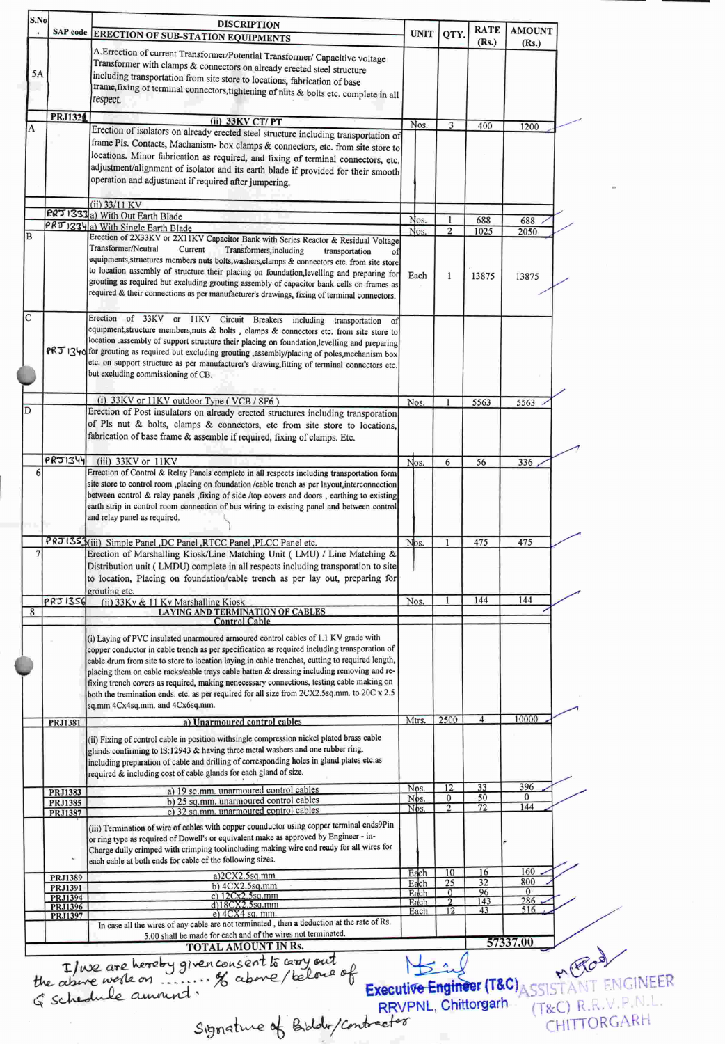| S.No. | SAP code | DISCRIPTION<br>ERECTION OF SUB-STATION EQUIPMENTS | UNIT | QTY. | RATE (Rs.) | AMOUNT (Rs.) |
|---|---|---|---|---|---|---|
| 5A | | A.Erection of current Transformer/Potential Transformer/ Capacitive voltage Transformer with clamps & connectors on already erected steel structure including transportation from site store to locations, fabrication of base frame,fixing of terminal connectors,tightening of nuts & bolts etc. complete in all respect. | | | | |
| | PRJ1321 | (ii) 33KV CT/ PT | Nos. | 3 | 400 | 1200 |
| A | | Erection of isolators on already erected steel structure including transportation of frame Pis. Contacts, Mechanism- box clamps & connectors, etc. from site store to locations. Minor fabrication as required, and fixing of terminal connectors, etc. adjustment/alignment of isolator and its earth blade if provided for their smooth operation and adjustment if required after jumpering. | | | | |
| | | (ii) 33/11 KV | | | | |
| | PRJ1333 | a) With Out Earth Blade | Nos. | 1 | 688 | 688 |
| | PRJ1334 | a) With Single Earth Blade | Nos. | 2 | 1025 | 2050 |
| B | | Erection of 2X33KV or 2X11KV Capacitor Bank with Series Reactor & Residual Voltage Transformer/Neutral Current Transformers,including transportation of equipments,structures members nuts bolts,washers,clamps & connectors etc. from site store to location assembly of structure their placing on foundation,levelling and preparing for grouting as required but excluding grouting assembly of capacitor bank cells on frames as required & their connections as per manufacturer's drawings, fixing of terminal connectors. | Each | 1 | 13875 | 13875 |
| C | PRJ1340 | Erection of 33KV or 11KV Circuit Breakers including transportation of equipment,structure members,nuts & bolts , clamps & connectors etc. from site store to location ,assembly of support structure their placing on foundation,levelling and preparing for grouting as required but excluding grouting ,assembly/placing of poles,mechanism box etc. on support structure as per manufacturer's drawing,fitting of terminal connectors etc. but excluding commissioning of CB. | | | | |
| | | (i) 33KV or 11KV outdoor Type ( VCB / SF6 ) | Nos. | 1 | 5563 | 5563 |
| D | | Erection of Post insulators on already erected structures including transporation of Pls nut & bolts, clamps & connectors, etc from site store to locations, fabrication of base frame & assemble if required, fixing of clamps. Etc. | | | | |
| | PRJ1344 | (iii) 33KV or 11KV | Nos. | 6 | 56 | 336 |
| 6 | | Erection of Control & Relay Panels complete in all respects including transportation form site store to control room ,placing on foundation /cable trench as per layout,interconnection between control & relay panels ,fixing of side /top covers and doors , earthing to existing earth strip in control room connection of bus wiring to existing panel and between control and relay panel as required. | | | | |
| | PRJ1353 | (iii) Simple Panel ,DC Panel ,RTCC Panel ,PLCC Panel etc. | Nos. | 1 | 475 | 475 |
| 7 | | Erection of Marshalling Kiosk/Line Matching Unit ( LMU) / Line Matching & Distribution unit ( LMDU) complete in all respects including transporation to site to location, Placing on foundation/cable trench as per lay out, preparing for grouting etc. | | | | |
| | PRJ1356 | (ii) 33Kv & 11 Kv Marshalling Kiosk | Nos. | 1 | 144 | 144 |
| 8 | | LAYING AND TERMINATION OF CABLES<br>Control Cable | | | | |
| | | (i) Laying of PVC insulated unarmoured armoured control cables of 1.1 KV grade with copper conductor in cable trench as per specification as required including transporation of cable drum from site to store to location laying in cable trenches, cutting to required length, placing them on cable racks/cable trays cable batten & dressing including removing and re-fixing trench covers as required, making nenecessary connections, testing cable making on both the tremination ends. etc. as per required for all size from 2CX2.5sq.mm. to 20C x 2.5 sq.mm 4Cx4sq.mm. and 4Cx6sq.mm. | | | | |
| | PRJ1381 | a) Unarmoured control cables | Mtrs. | 2500 | 4 | 10000 |
| | | (ii) Fixing of control cable in position withsingle compression nickel plated brass cable glands confirming to IS:12943 & having three metal washers and one rubber ring, including preparation of cable and drilling of corresponding holes in gland plates etc.as required & including cost of cable glands for each gland of size. | | | | |
| | PRJ1383 | a) 19 sq.mm. unarmoured control cables | Nos. | 12 | 33 | 396 |
| | PRJ1385 | b) 25 sq.mm. unarmoured control cables | Nos. | 0 | 50 | 0 |
| | PRJ1387 | c) 32 sq.mm. unarmoured control cables | Nos. | 2 | 72 | 144 |
| | | (iii) Termination of wire of cables with copper counductor using copper terminal ends9Pin or ring type as required of Dowell's or equivalent make as approved by Engineer - in-Charge dully crimped with crimping toolincluding making wire end ready for all wires for each cable at both ends for cable of the following sizes. | | | | |
| | PRJ1389 | a)2CX2.5sq.mm | Each | 10 | 16 | 160 |
| | PRJ1391 | b) 4CX2.5sq.mm | Each | 25 | 32 | 800 |
| | PRJ1394 | c) 12Cx2.5sq.mm | Each | 0 | 96 | 0 |
| | PRJ1396 | d)18CX2.5sq.mm | Each | 2 | 143 | 286 |
| | PRJ1397 | e) 4CX4 sq. mm. | Each | 12 | 43 | 516 |
| | | In case all the wires of any cable are not terminated , then a deduction at the rate of Rs. 5.00 shall be made for each and of the wires not terminated. | | | | |
| | | TOTAL AMOUNT IN Rs. | | | | 57337.00 |

I/we are hereby given consent to carry out the above work on ........ % above/below of G schedule amount.

Signature of Bidder/Contractor

Executive Engineer (T&C)
RRVPNL, Chittorgarh

ASSISTANT ENGINEER
(T&C) R.R.V.P.N.L.
CHITTORGARH